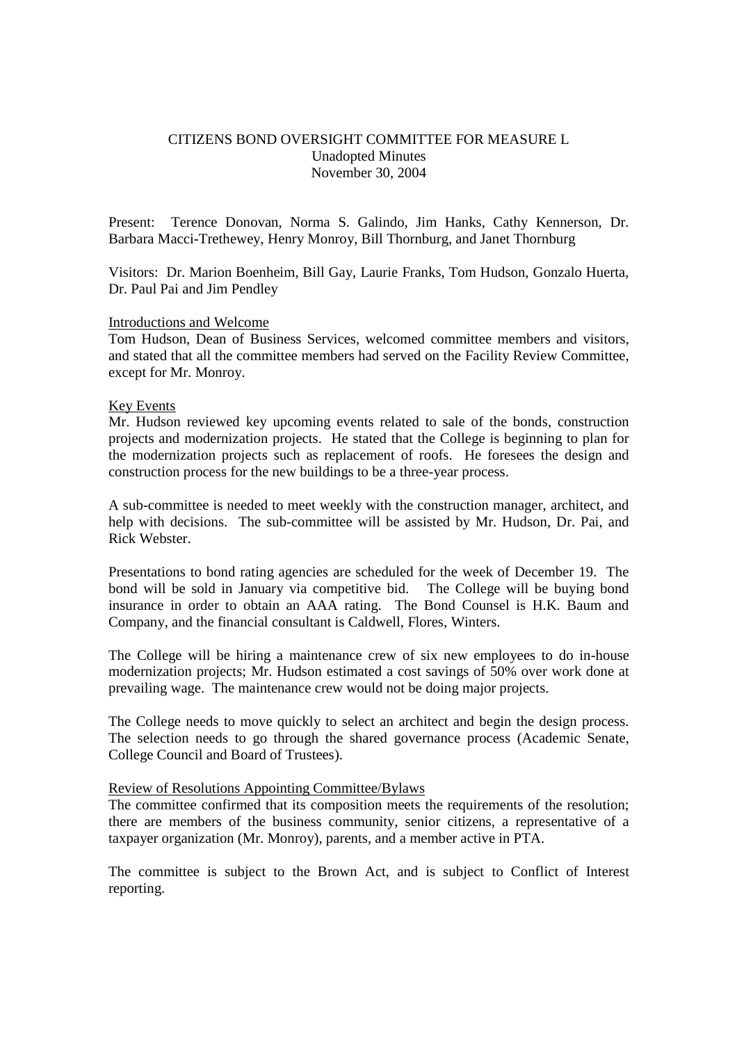# CITIZENS BOND OVERSIGHT COMMITTEE FOR MEASURE L

Unadopted Minutes

November 30, 2004

Present: Terence Donovan, Norma S. Galindo, Jim Hanks, Cathy Kennerson, Dr. Barbara Macci-Trethewey, Henry Monroy, Bill Thornburg, and Janet Thornburg

Visitors: Dr. Marion Boenheim, Bill Gay, Laurie Franks, Tom Hudson, Gonzalo Huerta, Dr. Paul Pai and Jim Pendley

## Introductions and Welcome

Tom Hudson, Dean of Business Services, welcomed committee members and visitors, and stated that all the committee members had served on the Facility Review Committee, except for Mr. Monroy.

## Key Events

Mr. Hudson reviewed key upcoming events related to sale of the bonds, construction projects and modernization projects. He stated that the College is beginning to plan for the modernization projects such as replacement of roofs. He foresees the design and construction process for the new buildings to be a three-year process.

A sub-committee is needed to meet weekly with the construction manager, architect, and help with decisions. The sub-committee will be assisted by Mr. Hudson, Dr. Pai, and Rick Webster.

Presentations to bond rating agencies are scheduled for the week of December 19. The bond will be sold in January via competitive bid. The College will be buying bond insurance in order to obtain an AAA rating. The Bond Counsel is H.K. Baum and Company, and the financial consultant is Caldwell, Flores, Winters.

The College will be hiring a maintenance crew of six new employees to do in-house modernization projects; Mr. Hudson estimated a cost savings of 50% over work done at prevailing wage. The maintenance crew would not be doing major projects.

The College needs to move quickly to select an architect and begin the design process. The selection needs to go through the shared governance process (Academic Senate, College Council and Board of Trustees).

## Review of Resolutions Appointing Committee/Bylaws

The committee confirmed that its composition meets the requirements of the resolution; there are members of the business community, senior citizens, a representative of a taxpayer organization (Mr. Monroy), parents, and a member active in PTA.

The committee is subject to the Brown Act, and is subject to Conflict of Interest reporting.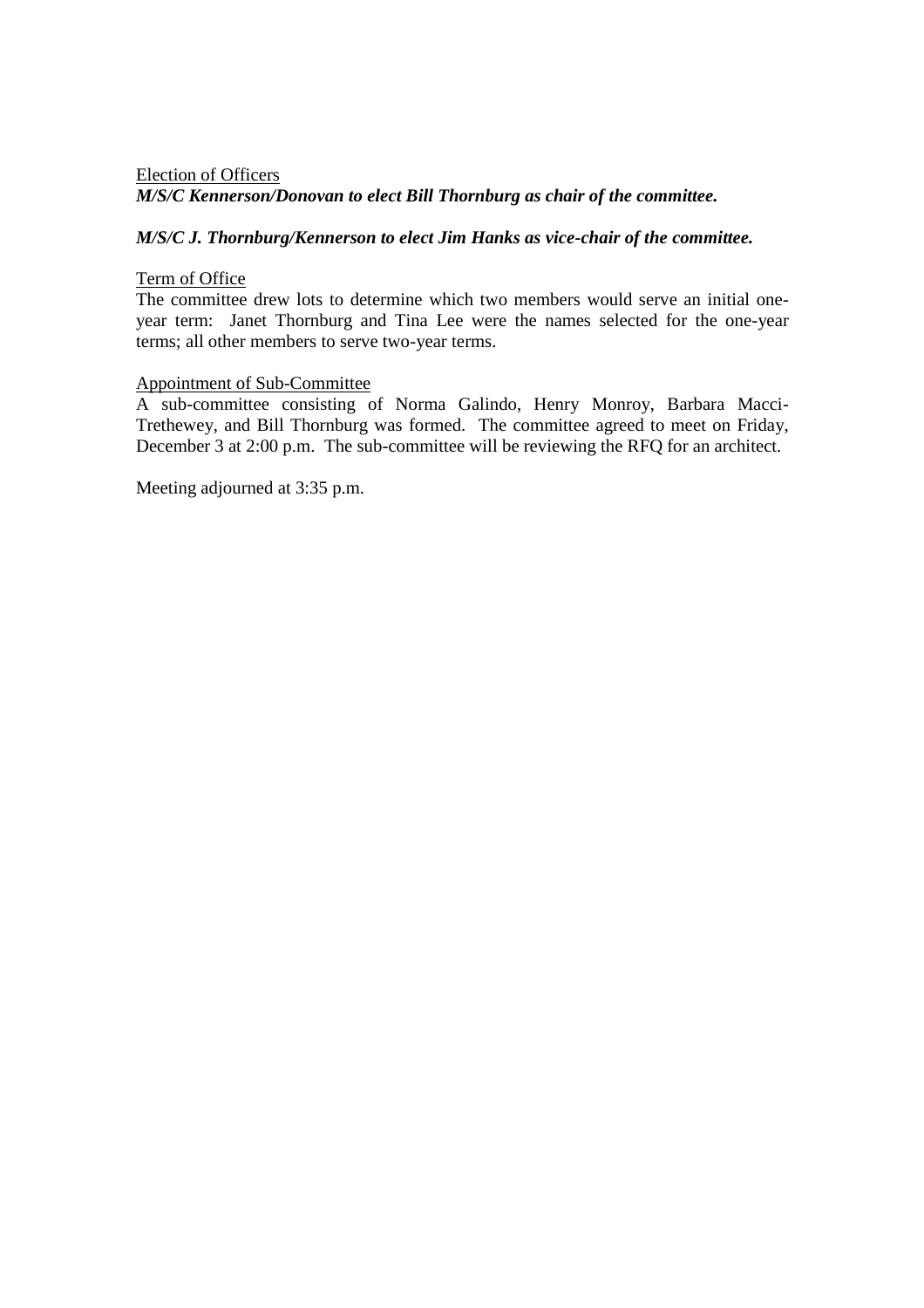<u>Election of Officers</u>

***M/S/C Kennerson/Donovan to elect Bill Thornburg as chair of the committee.***

***M/S/C J. Thornburg/Kennerson to elect Jim Hanks as vice-chair of the committee.***

<u>Term of Office</u>

The committee drew lots to determine which two members would serve an initial one-year term: Janet Thornburg and Tina Lee were the names selected for the one-year terms; all other members to serve two-year terms.

<u>Appointment of Sub-Committee</u>

A sub-committee consisting of Norma Galindo, Henry Monroy, Barbara Macci-Trethewey, and Bill Thornburg was formed. The committee agreed to meet on Friday, December 3 at 2:00 p.m. The sub-committee will be reviewing the RFQ for an architect.

Meeting adjourned at 3:35 p.m.